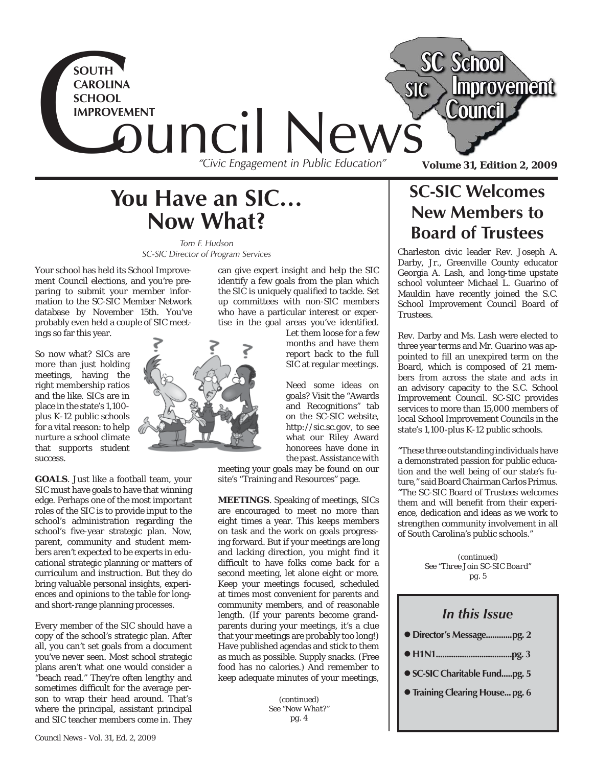# South Carolina School Improvement Council News

*"Civic Engagement in Public Education"*

**Volume 31, Edition 2, 2009**

## You Have an SIC… Now What?

*Tom F. Hudson*
*SC-SIC Director of Program Services*

Your school has held its School Improvement Council elections, and you're preparing to submit your member information to the SC-SIC Member Network database by November 15th. You've probably even held a couple of SIC meetings so far this year.

So now what? SICs are more than just holding meetings, having the right membership ratios and the like. SICs are in place in the state's 1,100-plus K-12 public schools for a vital reason: to help nurture a school climate that supports student success.

**GOALS**. Just like a football team, your SIC must have goals to have that winning edge. Perhaps one of the most important roles of the SIC is to provide input to the school's administration regarding the school's five-year strategic plan. Now, parent, community and student members aren't expected to be experts in educational strategic planning or matters of curriculum and instruction. But they do bring valuable personal insights, experiences and opinions to the table for long- and short-range planning processes.

Every member of the SIC should have a copy of the school's strategic plan. After all, you can't set goals from a document you've never seen. Most school strategic plans aren't what one would consider a "beach read." They're often lengthy and sometimes difficult for the average person to wrap their head around. That's where the principal, assistant principal and SIC teacher members come in. They can give expert insight and help the SIC identify a few goals from the plan which the SIC is uniquely qualified to tackle. Set up committees with non-SIC members who have a particular interest or expertise in the goal areas you've identified. Let them loose for a few months and have them report back to the full SIC at regular meetings.

Need some ideas on goals? Visit the "Awards and Recognitions" tab on the SC-SIC website, http://sic.sc.gov, to see what our Riley Award honorees have done in the past. Assistance with meeting your goals may be found on our site's "Training and Resources" page.

**MEETINGS**. Speaking of meetings, SICs are encouraged to meet no more than eight times a year. This keeps members on task and the work on goals progressing forward. But if your meetings are long and lacking direction, you might find it difficult to have folks come back for a second meeting, let alone eight or more. Keep your meetings focused, scheduled at times most convenient for parents and community members, and of reasonable length. (If your parents become grandparents during your meetings, it's a clue that your meetings are probably too long!) Have published agendas and stick to them as much as possible. Supply snacks. (Free food has no calories.) And remember to keep adequate minutes of your meetings,

*(continued)*
*See "Now What?"*
*pg. 4*

## SC-SIC Welcomes New Members to Board of Trustees

Charleston civic leader Rev. Joseph A. Darby, Jr., Greenville County educator Georgia A. Lash, and long-time upstate school volunteer Michael L. Guarino of Mauldin have recently joined the S.C. School Improvement Council Board of Trustees.

Rev. Darby and Ms. Lash were elected to three year terms and Mr. Guarino was appointed to fill an unexpired term on the Board, which is composed of 21 members from across the state and acts in an advisory capacity to the S.C. School Improvement Council. SC-SIC provides services to more than 15,000 members of local School Improvement Councils in the state's 1,100-plus K-12 public schools.

"These three outstanding individuals have a demonstrated passion for public education and the well being of our state's future," said Board Chairman Carlos Primus. "The SC-SIC Board of Trustees welcomes them and will benefit from their experience, dedication and ideas as we work to strengthen community involvement in all of South Carolina's public schools."

*(continued)*
*See "Three Join SC-SIC Board"*
*pg. 5*

### In this Issue

- Director's Message............pg. 2
- H1N1..................................pg. 3
- SC-SIC Charitable Fund.....pg. 5
- Training Clearing House...pg. 6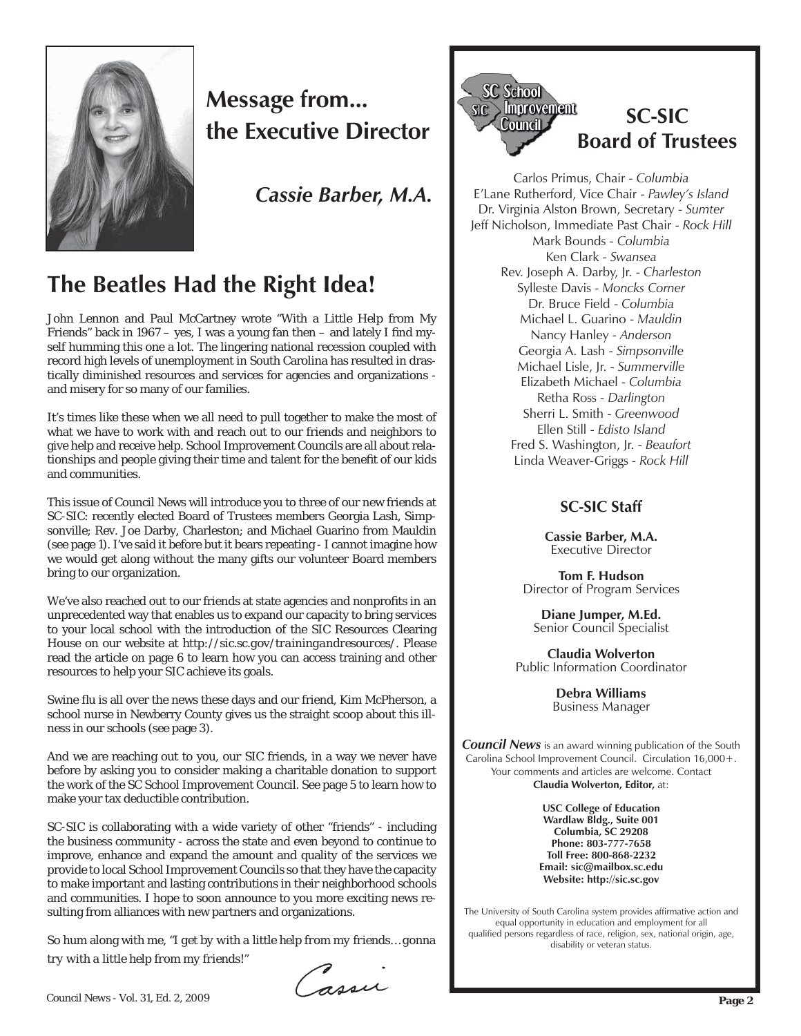# Message from... the Executive Director

***Cassie Barber, M.A.***

## The Beatles Had the Right Idea!

John Lennon and Paul McCartney wrote "With a Little Help from My Friends" back in 1967 – yes, I was a young fan then – and lately I find myself humming this one a lot. The lingering national recession coupled with record high levels of unemployment in South Carolina has resulted in drastically diminished resources and services for agencies and organizations - and misery for so many of our families.

It's times like these when we all need to pull together to make the most of what we have to work with and reach out to our friends and neighbors to give help and receive help. School Improvement Councils are all about relationships and people giving their time and talent for the benefit of our kids and communities.

This issue of Council News will introduce you to three of our new friends at SC-SIC: recently elected Board of Trustees members Georgia Lash, Simpsonville; Rev. Joe Darby, Charleston; and Michael Guarino from Mauldin (see page 1). I've said it before but it bears repeating - I cannot imagine how we would get along without the many gifts our volunteer Board members bring to our organization.

We've also reached out to our friends at state agencies and nonprofits in an unprecedented way that enables us to expand our capacity to bring services to your local school with the introduction of the SIC Resources Clearing House on our website at http://sic.sc.gov/*trainingandresources*/. Please read the article on page 6 to learn how you can access training and other resources to help your SIC achieve its goals.

Swine flu is all over the news these days and our friend, Kim McPherson, a school nurse in Newberry County gives us the straight scoop about this illness in our schools (see page 3).

And we are reaching out to you, our SIC friends, in a way we never have before by asking you to consider making a charitable donation to support the work of the SC School Improvement Council. See page 5 to learn how to make your tax deductible contribution.

SC-SIC is collaborating with a wide variety of other "friends" - including the business community - across the state and even beyond to continue to improve, enhance and expand the amount and quality of the services we provide to local School Improvement Councils so that they have the capacity to make important and lasting contributions in their neighborhood schools and communities. I hope to soon announce to you more exciting news resulting from alliances with new partners and organizations.

So hum along with me, "I get by with a little help from my friends…gonna try with a little help from my friends!"

Cassie

## SC-SIC Board of Trustees

Carlos Primus, Chair - *Columbia*
E'Lane Rutherford, Vice Chair - *Pawley's Island*
Dr. Virginia Alston Brown, Secretary - *Sumter*
Jeff Nicholson, Immediate Past Chair - *Rock Hill*
Mark Bounds - *Columbia*
Ken Clark - *Swansea*
Rev. Joseph A. Darby, Jr. - *Charleston*
Sylleste Davis - *Moncks Corner*
Dr. Bruce Field - *Columbia*
Michael L. Guarino - *Mauldin*
Nancy Hanley - *Anderson*
Georgia A. Lash - *Simpsonville*
Michael Lisle, Jr. - *Summerville*
Elizabeth Michael - *Columbia*
Retha Ross - *Darlington*
Sherri L. Smith - *Greenwood*
Ellen Still - *Edisto Island*
Fred S. Washington, Jr. - *Beaufort*
Linda Weaver-Griggs - *Rock Hill*

### SC-SIC Staff

**Cassie Barber, M.A.**
Executive Director

**Tom F. Hudson**
Director of Program Services

**Diane Jumper, M.Ed.**
Senior Council Specialist

**Claudia Wolverton**
Public Information Coordinator

**Debra Williams**
Business Manager

***Council News*** is an award winning publication of the South Carolina School Improvement Council. Circulation 16,000+. Your comments and articles are welcome. Contact **Claudia Wolverton, Editor,** at:

**USC College of Education**
**Wardlaw Bldg., Suite 001**
**Columbia, SC 29208**
**Phone: 803-777-7658**
**Toll Free: 800-868-2232**
**Email: sic@mailbox.sc.edu**
**Website: http://sic.sc.gov**

The University of South Carolina system provides affirmative action and equal opportunity in education and employment for all qualified persons regardless of race, religion, sex, national origin, age, disability or veteran status.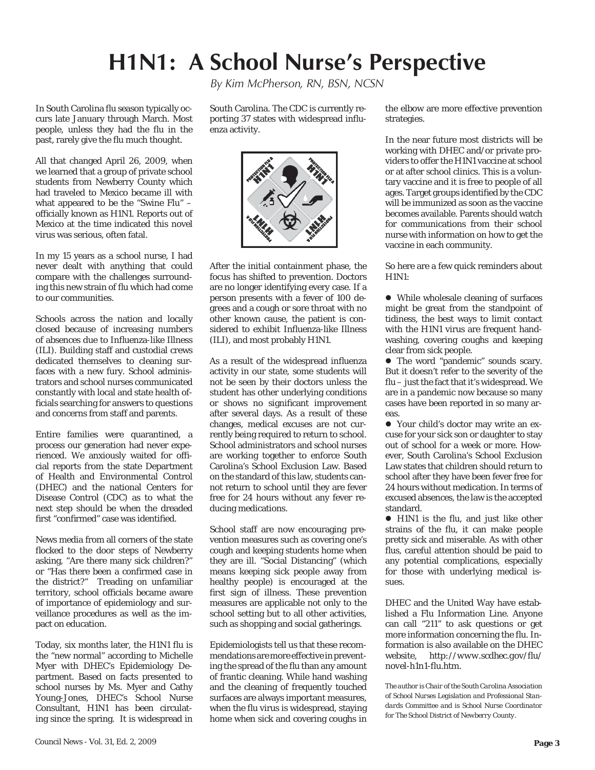# H1N1: A School Nurse's Perspective

*By Kim McPherson, RN, BSN, NCSN*

In South Carolina flu season typically occurs late January through March. Most people, unless they had the flu in the past, rarely give the flu much thought.

All that changed April 26, 2009, when we learned that a group of private school students from Newberry County which had traveled to Mexico became ill with what appeared to be the "Swine Flu" – officially known as H1N1. Reports out of Mexico at the time indicated this novel virus was serious, often fatal.

In my 15 years as a school nurse, I had never dealt with anything that could compare with the challenges surrounding this new strain of flu which had come to our communities.

Schools across the nation and locally closed because of increasing numbers of absences due to Influenza-like Illness (ILI). Building staff and custodial crews dedicated themselves to cleaning surfaces with a new fury. School administrators and school nurses communicated constantly with local and state health officials searching for answers to questions and concerns from staff and parents.

Entire families were quarantined, a process our generation had never experienced. We anxiously waited for official reports from the state Department of Health and Environmental Control (DHEC) and the national Centers for Disease Control (CDC) as to what the next step should be when the dreaded first "confirmed" case was identified.

News media from all corners of the state flocked to the door steps of Newberry asking, "Are there many sick children?" or "Has there been a confirmed case in the district?" Treading on unfamiliar territory, school officials became aware of importance of epidemiology and surveillance procedures as well as the impact on education.

Today, six months later, the H1N1 flu is the "new normal" according to Michelle Myer with DHEC's Epidemiology Department. Based on facts presented to school nurses by Ms. Myer and Cathy Young-Jones, DHEC's School Nurse Consultant, H1N1 has been circulating since the spring. It is widespread in South Carolina. The CDC is currently reporting 37 states with widespread influenza activity.

After the initial containment phase, the focus has shifted to prevention. Doctors are no longer identifying every case. If a person presents with a fever of 100 degrees and a cough or sore throat with no other known cause, the patient is considered to exhibit Influenza-like Illness (ILI), and most probably H1N1.

As a result of the widespread influenza activity in our state, some students will not be seen by their doctors unless the student has other underlying conditions or shows no significant improvement after several days. As a result of these changes, medical excuses are not currently being required to return to school. School administrators and school nurses are working together to enforce South Carolina's School Exclusion Law. Based on the standard of this law, students cannot return to school until they are fever free for 24 hours without any fever reducing medications.

School staff are now encouraging prevention measures such as covering one's cough and keeping students home when they are ill. "Social Distancing" (which means keeping sick people away from healthy people) is encouraged at the first sign of illness. These prevention measures are applicable not only to the school setting but to all other activities, such as shopping and social gatherings.

Epidemiologists tell us that these recommendations are more effective in preventing the spread of the flu than any amount of frantic cleaning. While hand washing and the cleaning of frequently touched surfaces are always important measures, when the flu virus is widespread, staying home when sick and covering coughs in the elbow are more effective prevention strategies.

In the near future most districts will be working with DHEC and/or private providers to offer the H1N1 vaccine at school or at after school clinics. This is a voluntary vaccine and it is free to people of all ages. Target groups identified by the CDC will be immunized as soon as the vaccine becomes available. Parents should watch for communications from their school nurse with information on how to get the vaccine in each community.

So here are a few quick reminders about H1N1:

- While wholesale cleaning of surfaces might be great from the standpoint of tidiness, the best ways to limit contact with the H1N1 virus are frequent handwashing, covering coughs and keeping clear from sick people.
- The word "pandemic" sounds scary. But it doesn't refer to the severity of the flu – just the fact that it's widespread. We are in a pandemic now because so many cases have been reported in so many areas.
- Your child's doctor may write an excuse for your sick son or daughter to stay out of school for a week or more. However, South Carolina's School Exclusion Law states that children should return to school after they have been fever free for 24 hours without medication. In terms of excused absences, the law is the accepted standard.
- H1N1 is the flu, and just like other strains of the flu, it can make people pretty sick and miserable. As with other flus, careful attention should be paid to any potential complications, especially for those with underlying medical issues.

DHEC and the United Way have established a Flu Information Line. Anyone can call "211" to ask questions or get more information concerning the flu. Information is also available on the DHEC website, http://www.scdhec.gov/flu/novel-h1n1-flu.htm.

*The author is Chair of the South Carolina Association of School Nurses Legislation and Professional Standards Committee and is School Nurse Coordinator for The School District of Newberry County.*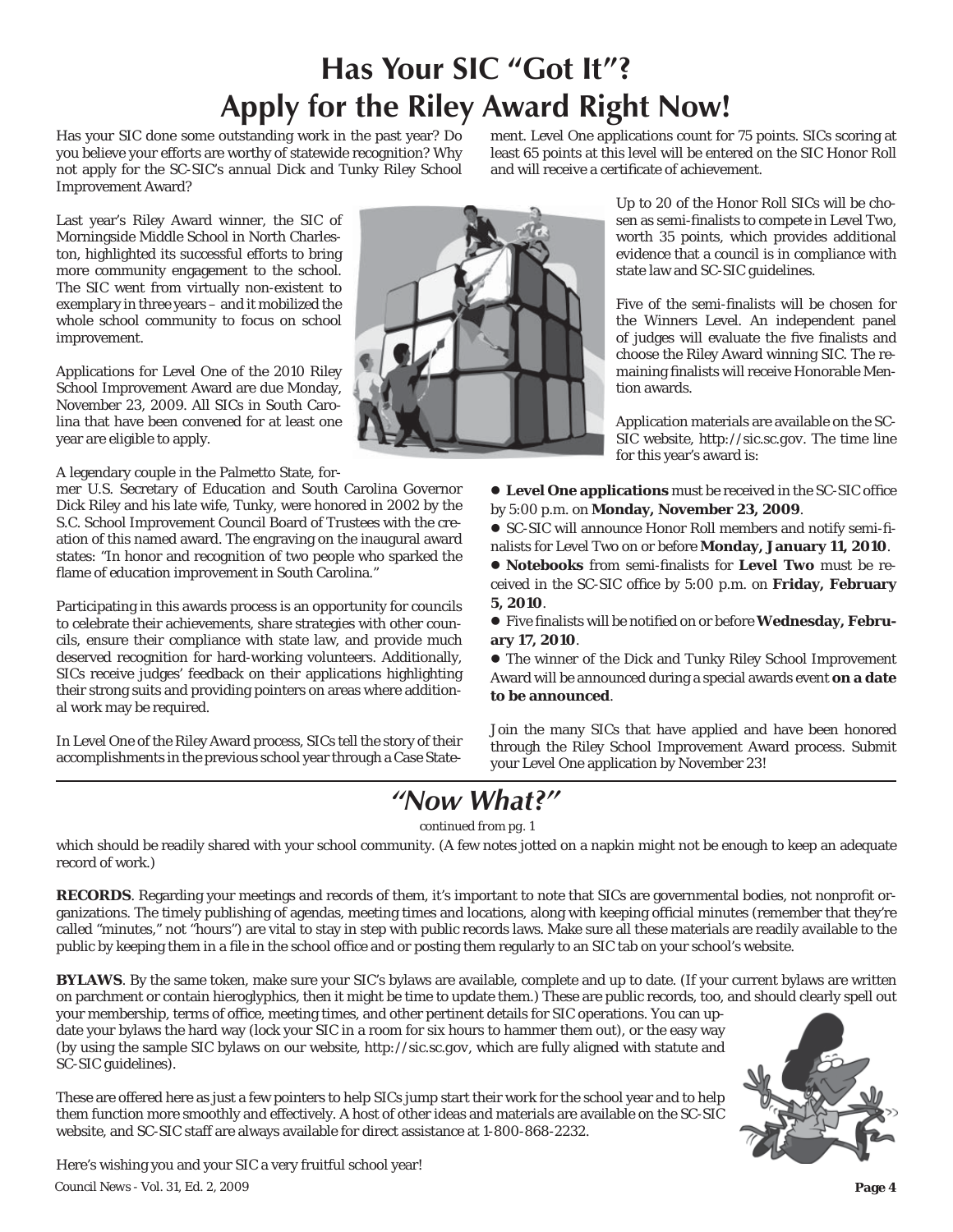# Has Your SIC "Got It"? Apply for the Riley Award Right Now!

Has your SIC done some outstanding work in the past year? Do you believe your efforts are worthy of statewide recognition? Why not apply for the SC-SIC's annual Dick and Tunky Riley School Improvement Award?

Last year's Riley Award winner, the SIC of Morningside Middle School in North Charleston, highlighted its successful efforts to bring more community engagement to the school. The SIC went from virtually non-existent to exemplary in three years – and it mobilized the whole school community to focus on school improvement.

Applications for Level One of the 2010 Riley School Improvement Award are due Monday, November 23, 2009. All SICs in South Carolina that have been convened for at least one year are eligible to apply.

A legendary couple in the Palmetto State, former U.S. Secretary of Education and South Carolina Governor Dick Riley and his late wife, Tunky, were honored in 2002 by the S.C. School Improvement Council Board of Trustees with the creation of this named award. The engraving on the inaugural award states: "In honor and recognition of two people who sparked the flame of education improvement in South Carolina."

Participating in this awards process is an opportunity for councils to celebrate their achievements, share strategies with other councils, ensure their compliance with state law, and provide much deserved recognition for hard-working volunteers. Additionally, SICs receive judges' feedback on their applications highlighting their strong suits and providing pointers on areas where additional work may be required.

In Level One of the Riley Award process, SICs tell the story of their accomplishments in the previous school year through a Case Statement. Level One applications count for 75 points. SICs scoring at least 65 points at this level will be entered on the SIC Honor Roll and will receive a certificate of achievement.

Up to 20 of the Honor Roll SICs will be chosen as semi-finalists to compete in Level Two, worth 35 points, which provides additional evidence that a council is in compliance with state law and SC-SIC guidelines.

Five of the semi-finalists will be chosen for the Winners Level. An independent panel of judges will evaluate the five finalists and choose the Riley Award winning SIC. The remaining finalists will receive Honorable Mention awards.

Application materials are available on the SC-SIC website, http://sic.sc.gov. The time line for this year's award is:

- **Level One applications** must be received in the SC-SIC office by 5:00 p.m. on **Monday, November 23, 2009**.
- SC-SIC will announce Honor Roll members and notify semi-finalists for Level Two on or before **Monday, January 11, 2010**.
- **Notebooks** from semi-finalists for **Level Two** must be received in the SC-SIC office by 5:00 p.m. on **Friday, February 5, 2010**.
- Five finalists will be notified on or before **Wednesday, February 17, 2010**.
- The winner of the Dick and Tunky Riley School Improvement Award will be announced during a special awards event **on a date to be announced**.

Join the many SICs that have applied and have been honored through the Riley School Improvement Award process. Submit your Level One application by November 23!

---

# *"Now What?"*

continued from pg. 1

which should be readily shared with your school community. (A few notes jotted on a napkin might not be enough to keep an adequate record of work.)

**RECORDS**. Regarding your meetings and records of them, it's important to note that SICs are governmental bodies, not nonprofit organizations. The timely publishing of agendas, meeting times and locations, along with keeping official minutes (remember that they're called "minutes," not "hours") are vital to stay in step with public records laws. Make sure all these materials are readily available to the public by keeping them in a file in the school office and or posting them regularly to an SIC tab on your school's website.

**BYLAWS**. By the same token, make sure your SIC's bylaws are available, complete and up to date. (If your current bylaws are written on parchment or contain hieroglyphics, then it might be time to update them.) These are public records, too, and should clearly spell out your membership, terms of office, meeting times, and other pertinent details for SIC operations. You can update your bylaws the hard way (lock your SIC in a room for six hours to hammer them out), or the easy way (by using the sample SIC bylaws on our website, http://sic.sc.gov, which are fully aligned with statute and SC-SIC guidelines).

These are offered here as just a few pointers to help SICs jump start their work for the school year and to help them function more smoothly and effectively. A host of other ideas and materials are available on the SC-SIC website, and SC-SIC staff are always available for direct assistance at 1-800-868-2232.

Here's wishing you and your SIC a very fruitful school year!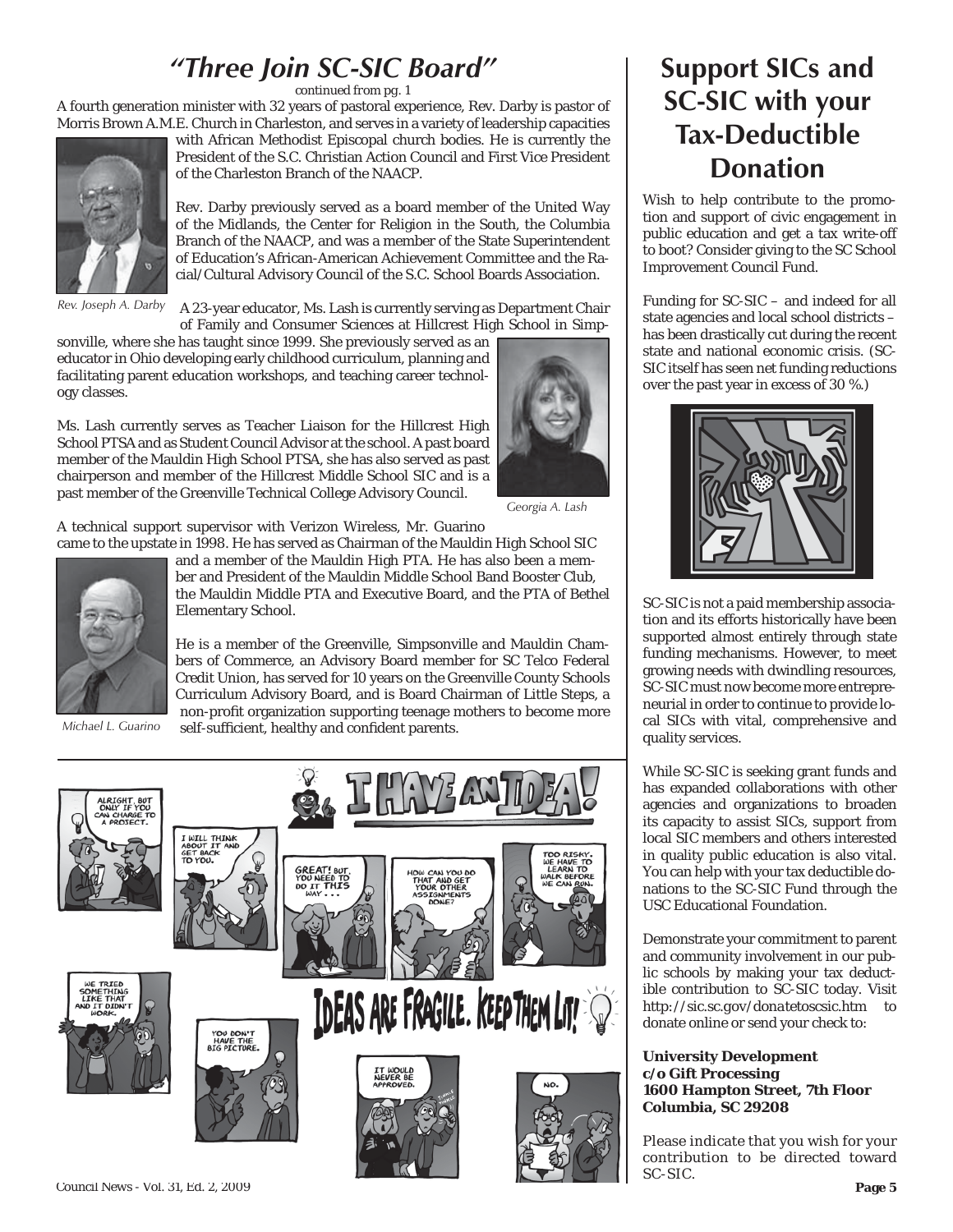# *"Three Join SC-SIC Board"*

continued from pg. 1

A fourth generation minister with 32 years of pastoral experience, Rev. Darby is pastor of Morris Brown A.M.E. Church in Charleston, and serves in a variety of leadership capacities with African Methodist Episcopal church bodies. He is currently the President of the S.C. Christian Action Council and First Vice President of the Charleston Branch of the NAACP.

Rev. Darby previously served as a board member of the United Way of the Midlands, the Center for Religion in the South, the Columbia Branch of the NAACP, and was a member of the State Superintendent of Education's African-American Achievement Committee and the Racial/Cultural Advisory Council of the S.C. School Boards Association.

*Rev. Joseph A. Darby*

A 23-year educator, Ms. Lash is currently serving as Department Chair of Family and Consumer Sciences at Hillcrest High School in Simpsonville, where she has taught since 1999. She previously served as an educator in Ohio developing early childhood curriculum, planning and facilitating parent education workshops, and teaching career technology classes.

Ms. Lash currently serves as Teacher Liaison for the Hillcrest High School PTSA and as Student Council Advisor at the school. A past board member of the Mauldin High School PTSA, she has also served as past chairperson and member of the Hillcrest Middle School SIC and is a past member of the Greenville Technical College Advisory Council.

*Georgia A. Lash*

A technical support supervisor with Verizon Wireless, Mr. Guarino came to the upstate in 1998. He has served as Chairman of the Mauldin High School SIC and a member of the Mauldin High PTA. He has also been a member and President of the Mauldin Middle School Band Booster Club, the Mauldin Middle PTA and Executive Board, and the PTA of Bethel Elementary School.

He is a member of the Greenville, Simpsonville and Mauldin Chambers of Commerce, an Advisory Board member for SC Telco Federal Credit Union, has served for 10 years on the Greenville County Schools Curriculum Advisory Board, and is Board Chairman of Little Steps, a non-profit organization supporting teenage mothers to become more self-sufficient, healthy and confident parents.

*Michael L. Guarino*

# Support SICs and SC-SIC with your Tax-Deductible Donation

Wish to help contribute to the promotion and support of civic engagement in public education and get a tax write-off to boot? Consider giving to the SC School Improvement Council Fund.

Funding for SC-SIC – and indeed for all state agencies and local school districts – has been drastically cut during the recent state and national economic crisis. (SC-SIC itself has seen net funding reductions over the past year in excess of 30 %.)

SC-SIC is not a paid membership association and its efforts historically have been supported almost entirely through state funding mechanisms. However, to meet growing needs with dwindling resources, SC-SIC must now become more entrepreneurial in order to continue to provide local SICs with vital, comprehensive and quality services.

While SC-SIC is seeking grant funds and has expanded collaborations with other agencies and organizations to broaden its capacity to assist SICs, support from local SIC members and others interested in quality public education is also vital. You can help with your tax deductible donations to the SC-SIC Fund through the USC Educational Foundation.

Demonstrate your commitment to parent and community involvement in our public schools by making your tax deductible contribution to SC-SIC today. Visit http://sic.sc.gov/donatetoscsic.htm to donate online or send your check to:

**University Development**
**c/o Gift Processing**
**1600 Hampton Street, 7th Floor**
**Columbia, SC 29208**

Please indicate that you wish for your contribution to be directed toward SC-SIC.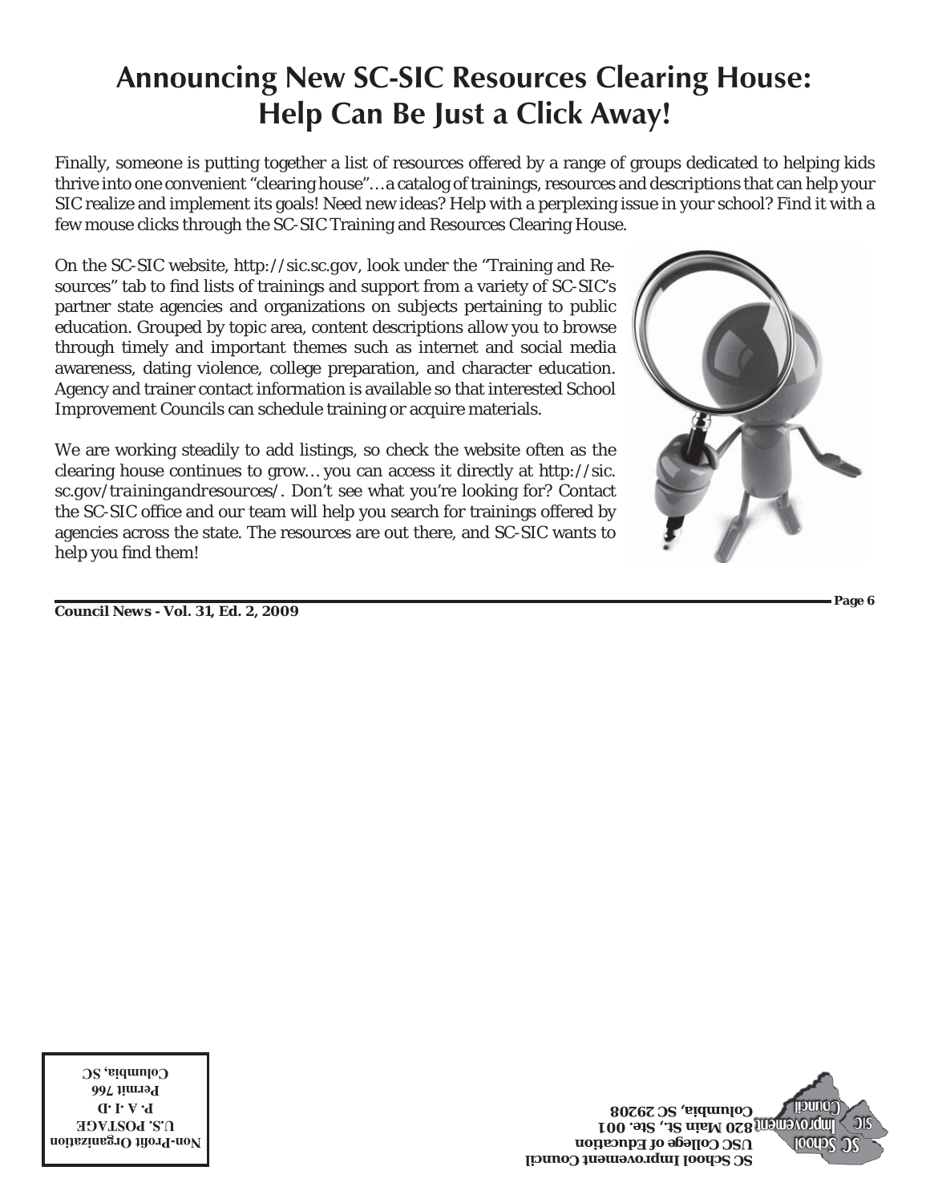# Announcing New SC-SIC Resources Clearing House: Help Can Be Just a Click Away!

Finally, someone is putting together a list of resources offered by a range of groups dedicated to helping kids thrive into one convenient "clearing house"…a catalog of trainings, resources and descriptions that can help your SIC realize and implement its goals! Need new ideas? Help with a perplexing issue in your school? Find it with a few mouse clicks through the SC-SIC Training and Resources Clearing House.

On the SC-SIC website, http://sic.sc.gov, look under the "Training and Resources" tab to find lists of trainings and support from a variety of SC-SIC's partner state agencies and organizations on subjects pertaining to public education. Grouped by topic area, content descriptions allow you to browse through timely and important themes such as internet and social media awareness, dating violence, college preparation, and character education. Agency and trainer contact information is available so that interested School Improvement Councils can schedule training or acquire materials.

We are working steadily to add listings, so check the website often as the clearing house continues to grow… you can access it directly at http://sic.sc.gov/trainingandresources/. Don't see what you're looking for? Contact the SC-SIC office and our team will help you search for trainings offered by agencies across the state. The resources are out there, and SC-SIC wants to help you find them!

SC School Improvement Council
USC College of Education
820 Main St., Ste. 001
Columbia, SC 29208

Non-Profit Organization
U.S. POSTAGE
P. A. I. D
Permit 766
Columbia, SC